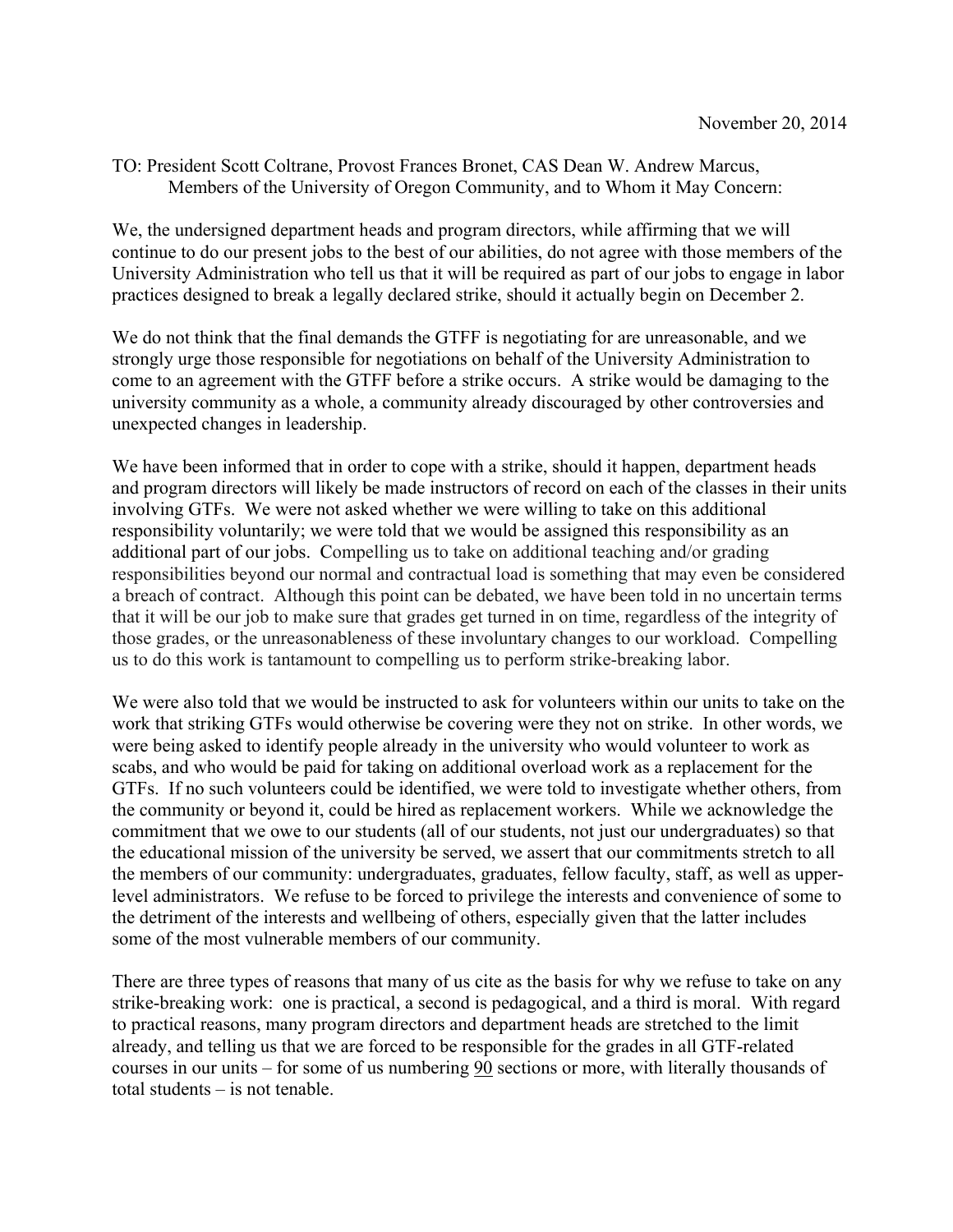November 20, 2014

TO: President Scott Coltrane, Provost Frances Bronet, CAS Dean W. Andrew Marcus, Members of the University of Oregon Community, and to Whom it May Concern:

We, the undersigned department heads and program directors, while affirming that we will continue to do our present jobs to the best of our abilities, do not agree with those members of the University Administration who tell us that it will be required as part of our jobs to engage in labor practices designed to break a legally declared strike, should it actually begin on December 2.

We do not think that the final demands the GTFF is negotiating for are unreasonable, and we strongly urge those responsible for negotiations on behalf of the University Administration to come to an agreement with the GTFF before a strike occurs. A strike would be damaging to the university community as a whole, a community already discouraged by other controversies and unexpected changes in leadership.

We have been informed that in order to cope with a strike, should it happen, department heads and program directors will likely be made instructors of record on each of the classes in their units involving GTFs. We were not asked whether we were willing to take on this additional responsibility voluntarily; we were told that we would be assigned this responsibility as an additional part of our jobs. Compelling us to take on additional teaching and/or grading responsibilities beyond our normal and contractual load is something that may even be considered a breach of contract. Although this point can be debated, we have been told in no uncertain terms that it will be our job to make sure that grades get turned in on time, regardless of the integrity of those grades, or the unreasonableness of these involuntary changes to our workload. Compelling us to do this work is tantamount to compelling us to perform strike-breaking labor.

We were also told that we would be instructed to ask for volunteers within our units to take on the work that striking GTFs would otherwise be covering were they not on strike. In other words, we were being asked to identify people already in the university who would volunteer to work as scabs, and who would be paid for taking on additional overload work as a replacement for the GTFs. If no such volunteers could be identified, we were told to investigate whether others, from the community or beyond it, could be hired as replacement workers. While we acknowledge the commitment that we owe to our students (all of our students, not just our undergraduates) so that the educational mission of the university be served, we assert that our commitments stretch to all the members of our community: undergraduates, graduates, fellow faculty, staff, as well as upper-level administrators. We refuse to be forced to privilege the interests and convenience of some to the detriment of the interests and wellbeing of others, especially given that the latter includes some of the most vulnerable members of our community.

There are three types of reasons that many of us cite as the basis for why we refuse to take on any strike-breaking work: one is practical, a second is pedagogical, and a third is moral. With regard to practical reasons, many program directors and department heads are stretched to the limit already, and telling us that we are forced to be responsible for the grades in all GTF-related courses in our units – for some of us numbering <u>90</u> sections or more, with literally thousands of total students – is not tenable.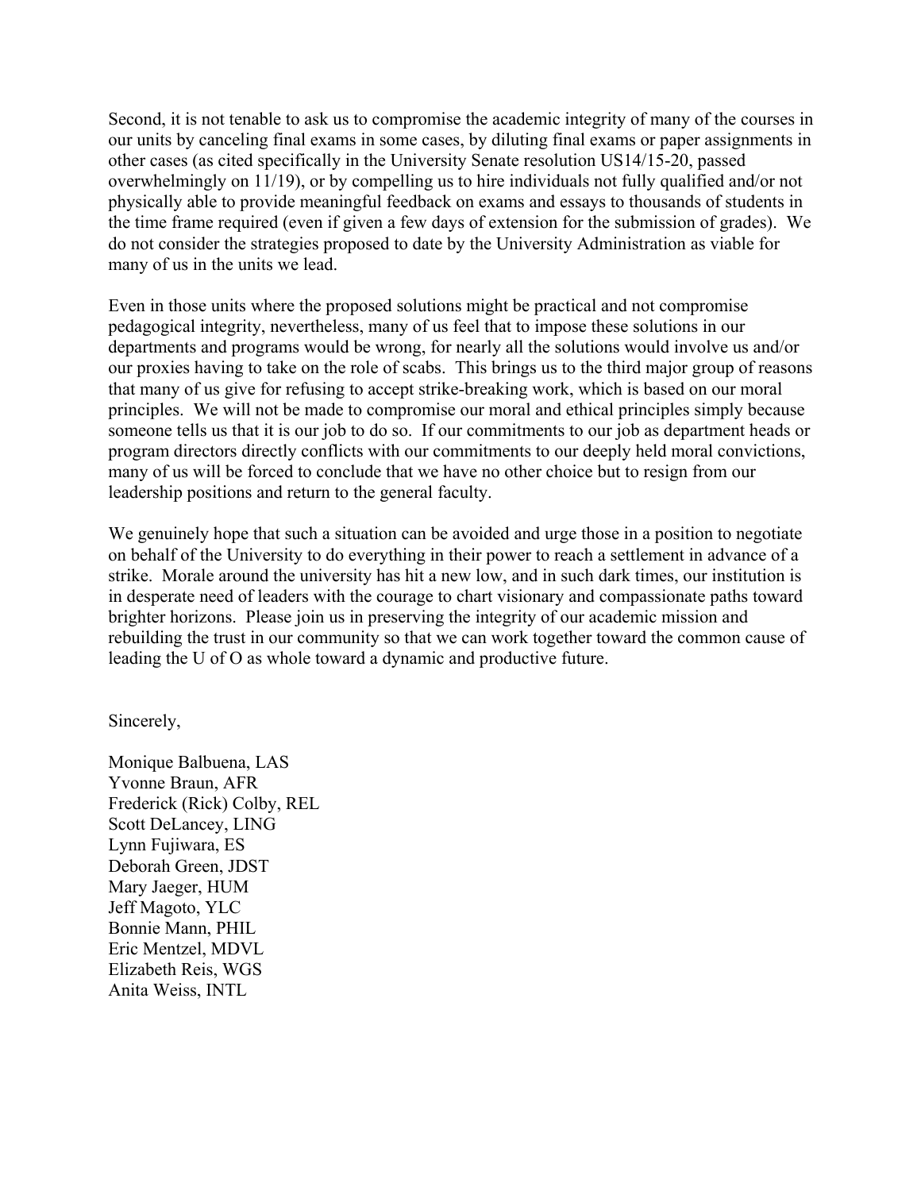Second, it is not tenable to ask us to compromise the academic integrity of many of the courses in our units by canceling final exams in some cases, by diluting final exams or paper assignments in other cases (as cited specifically in the University Senate resolution US14/15-20, passed overwhelmingly on 11/19), or by compelling us to hire individuals not fully qualified and/or not physically able to provide meaningful feedback on exams and essays to thousands of students in the time frame required (even if given a few days of extension for the submission of grades). We do not consider the strategies proposed to date by the University Administration as viable for many of us in the units we lead.

Even in those units where the proposed solutions might be practical and not compromise pedagogical integrity, nevertheless, many of us feel that to impose these solutions in our departments and programs would be wrong, for nearly all the solutions would involve us and/or our proxies having to take on the role of scabs. This brings us to the third major group of reasons that many of us give for refusing to accept strike-breaking work, which is based on our moral principles. We will not be made to compromise our moral and ethical principles simply because someone tells us that it is our job to do so. If our commitments to our job as department heads or program directors directly conflicts with our commitments to our deeply held moral convictions, many of us will be forced to conclude that we have no other choice but to resign from our leadership positions and return to the general faculty.

We genuinely hope that such a situation can be avoided and urge those in a position to negotiate on behalf of the University to do everything in their power to reach a settlement in advance of a strike. Morale around the university has hit a new low, and in such dark times, our institution is in desperate need of leaders with the courage to chart visionary and compassionate paths toward brighter horizons. Please join us in preserving the integrity of our academic mission and rebuilding the trust in our community so that we can work together toward the common cause of leading the U of O as whole toward a dynamic and productive future.

Sincerely,

Monique Balbuena, LAS
Yvonne Braun, AFR
Frederick (Rick) Colby, REL
Scott DeLancey, LING
Lynn Fujiwara, ES
Deborah Green, JDST
Mary Jaeger, HUM
Jeff Magoto, YLC
Bonnie Mann, PHIL
Eric Mentzel, MDVL
Elizabeth Reis, WGS
Anita Weiss, INTL